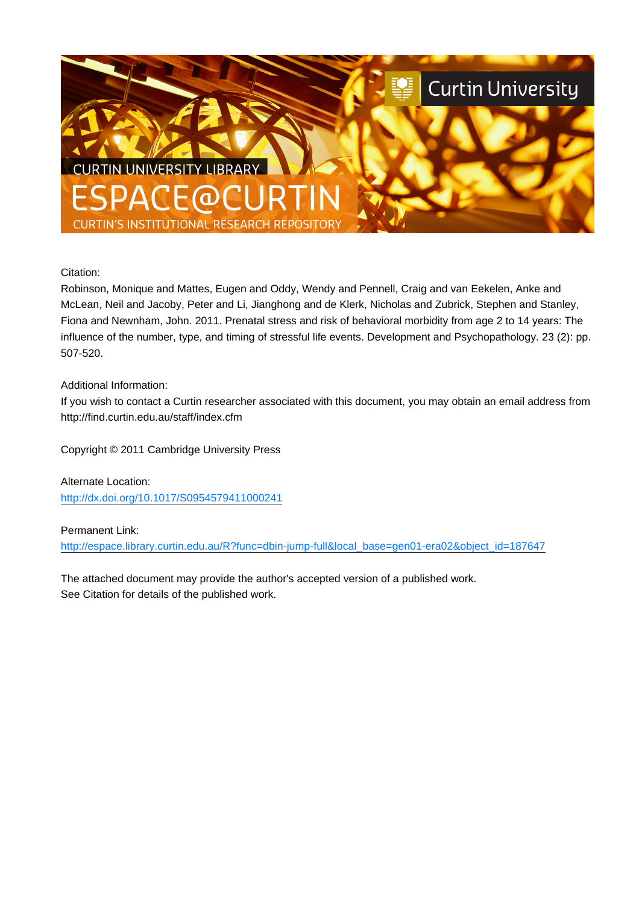Curtin University

CURTIN UNIVERSITY LIBRARY

ESPACE@CURTIN

CURTIN'S INSTITUTIONAL RESEARCH REPOSITORY

Citation:

Robinson, Monique and Mattes, Eugen and Oddy, Wendy and Pennell, Craig and van Eekelen, Anke and McLean, Neil and Jacoby, Peter and Li, Jianghong and de Klerk, Nicholas and Zubrick, Stephen and Stanley, Fiona and Newnham, John. 2011. Prenatal stress and risk of behavioral morbidity from age 2 to 14 years: The influence of the number, type, and timing of stressful life events. Development and Psychopathology. 23 (2): pp. 507-520.

Additional Information:

If you wish to contact a Curtin researcher associated with this document, you may obtain an email address from http://find.curtin.edu.au/staff/index.cfm

Copyright © 2011 Cambridge University Press

Alternate Location:

http://dx.doi.org/10.1017/S0954579411000241

Permanent Link:

http://espace.library.curtin.edu.au/R?func=dbin-jump-full&local_base=gen01-era02&object_id=187647

The attached document may provide the author's accepted version of a published work.
See Citation for details of the published work.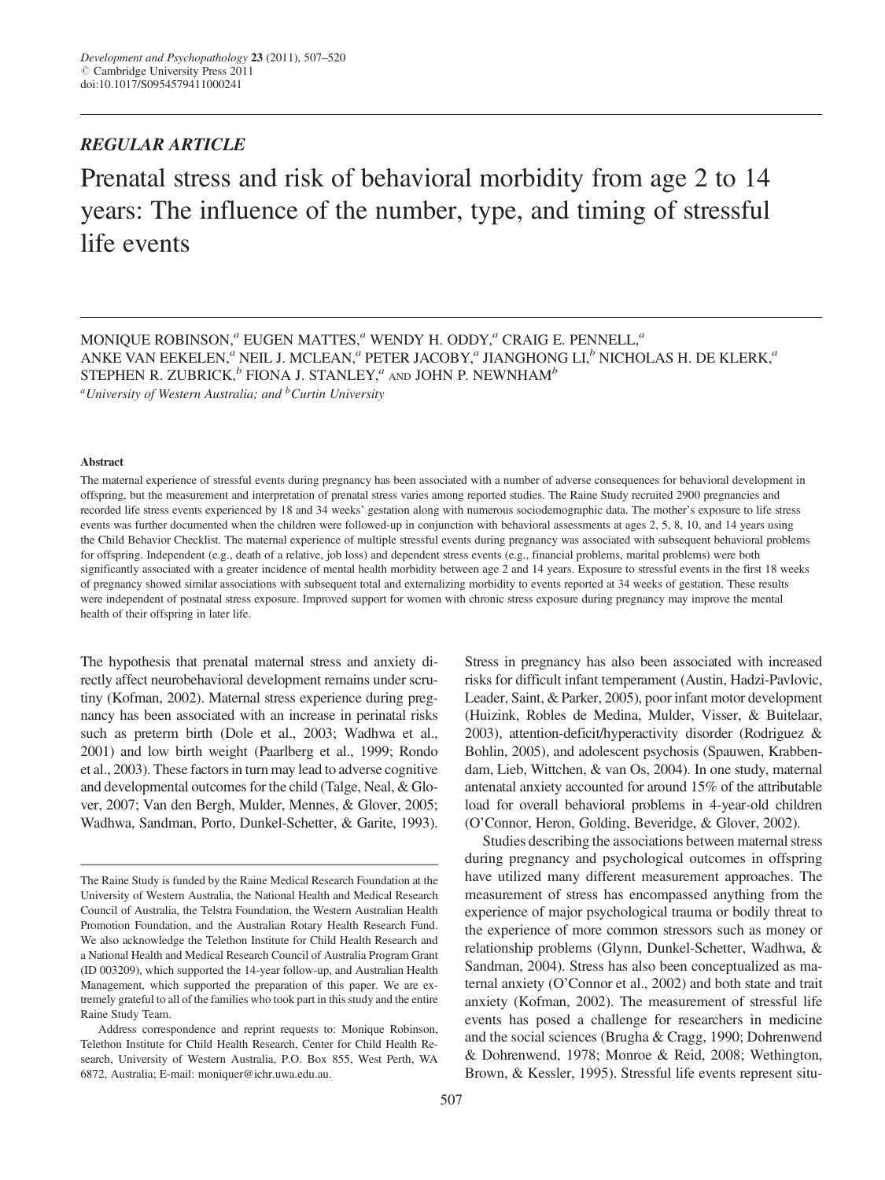*REGULAR ARTICLE*

# Prenatal stress and risk of behavioral morbidity from age 2 to 14 years: The influence of the number, type, and timing of stressful life events

MONIQUE ROBINSON,[a] EUGEN MATTES,[a] WENDY H. ODDY,[a] CRAIG E. PENNELL,[a] ANKE VAN EEKELEN,[a] NEIL J. MCLEAN,[a] PETER JACOBY,[a] JIANGHONG LI,[b] NICHOLAS H. DE KLERK,[a] STEPHEN R. ZUBRICK,[b] FIONA J. STANLEY,[a] AND JOHN P. NEWNHAM[b]

[a]*University of Western Australia; and* [b]*Curtin University*

#### Abstract

The maternal experience of stressful events during pregnancy has been associated with a number of adverse consequences for behavioral development in offspring, but the measurement and interpretation of prenatal stress varies among reported studies. The Raine Study recruited 2900 pregnancies and recorded life stress events experienced by 18 and 34 weeks' gestation along with numerous sociodemographic data. The mother's exposure to life stress events was further documented when the children were followed-up in conjunction with behavioral assessments at ages 2, 5, 8, 10, and 14 years using the Child Behavior Checklist. The maternal experience of multiple stressful events during pregnancy was associated with subsequent behavioral problems for offspring. Independent (e.g., death of a relative, job loss) and dependent stress events (e.g., financial problems, marital problems) were both significantly associated with a greater incidence of mental health morbidity between age 2 and 14 years. Exposure to stressful events in the first 18 weeks of pregnancy showed similar associations with subsequent total and externalizing morbidity to events reported at 34 weeks of gestation. These results were independent of postnatal stress exposure. Improved support for women with chronic stress exposure during pregnancy may improve the mental health of their offspring in later life.

The hypothesis that prenatal maternal stress and anxiety directly affect neurobehavioral development remains under scrutiny (Kofman, 2002). Maternal stress experience during pregnancy has been associated with an increase in perinatal risks such as preterm birth (Dole et al., 2003; Wadhwa et al., 2001) and low birth weight (Paarlberg et al., 1999; Rondo et al., 2003). These factors in turn may lead to adverse cognitive and developmental outcomes for the child (Talge, Neal, & Glover, 2007; Van den Bergh, Mulder, Mennes, & Glover, 2005; Wadhwa, Sandman, Porto, Dunkel-Schetter, & Garite, 1993). Stress in pregnancy has also been associated with increased risks for difficult infant temperament (Austin, Hadzi-Pavlovic, Leader, Saint, & Parker, 2005), poor infant motor development (Huizink, Robles de Medina, Mulder, Visser, & Buitelaar, 2003), attention-deficit/hyperactivity disorder (Rodriguez & Bohlin, 2005), and adolescent psychosis (Spauwen, Krabbendam, Lieb, Wittchen, & van Os, 2004). In one study, maternal antenatal anxiety accounted for around 15% of the attributable load for overall behavioral problems in 4-year-old children (O'Connor, Heron, Golding, Beveridge, & Glover, 2002).

Studies describing the associations between maternal stress during pregnancy and psychological outcomes in offspring have utilized many different measurement approaches. The measurement of stress has encompassed anything from the experience of major psychological trauma or bodily threat to the experience of more common stressors such as money or relationship problems (Glynn, Dunkel-Schetter, Wadhwa, & Sandman, 2004). Stress has also been conceptualized as maternal anxiety (O'Connor et al., 2002) and both state and trait anxiety (Kofman, 2002). The measurement of stressful life events has posed a challenge for researchers in medicine and the social sciences (Brugha & Cragg, 1990; Dohrenwend & Dohrenwend, 1978; Monroe & Reid, 2008; Wethington, Brown, & Kessler, 1995). Stressful life events represent situ-

The Raine Study is funded by the Raine Medical Research Foundation at the University of Western Australia, the National Health and Medical Research Council of Australia, the Telstra Foundation, the Western Australian Health Promotion Foundation, and the Australian Rotary Health Research Fund. We also acknowledge the Telethon Institute for Child Health Research and a National Health and Medical Research Council of Australia Program Grant (ID 003209), which supported the 14-year follow-up, and Australian Health Management, which supported the preparation of this paper. We are extremely grateful to all of the families who took part in this study and the entire Raine Study Team.

Address correspondence and reprint requests to: Monique Robinson, Telethon Institute for Child Health Research, Center for Child Health Research, University of Western Australia, P.O. Box 855, West Perth, WA 6872, Australia; E-mail: moniquer@ichr.uwa.edu.au.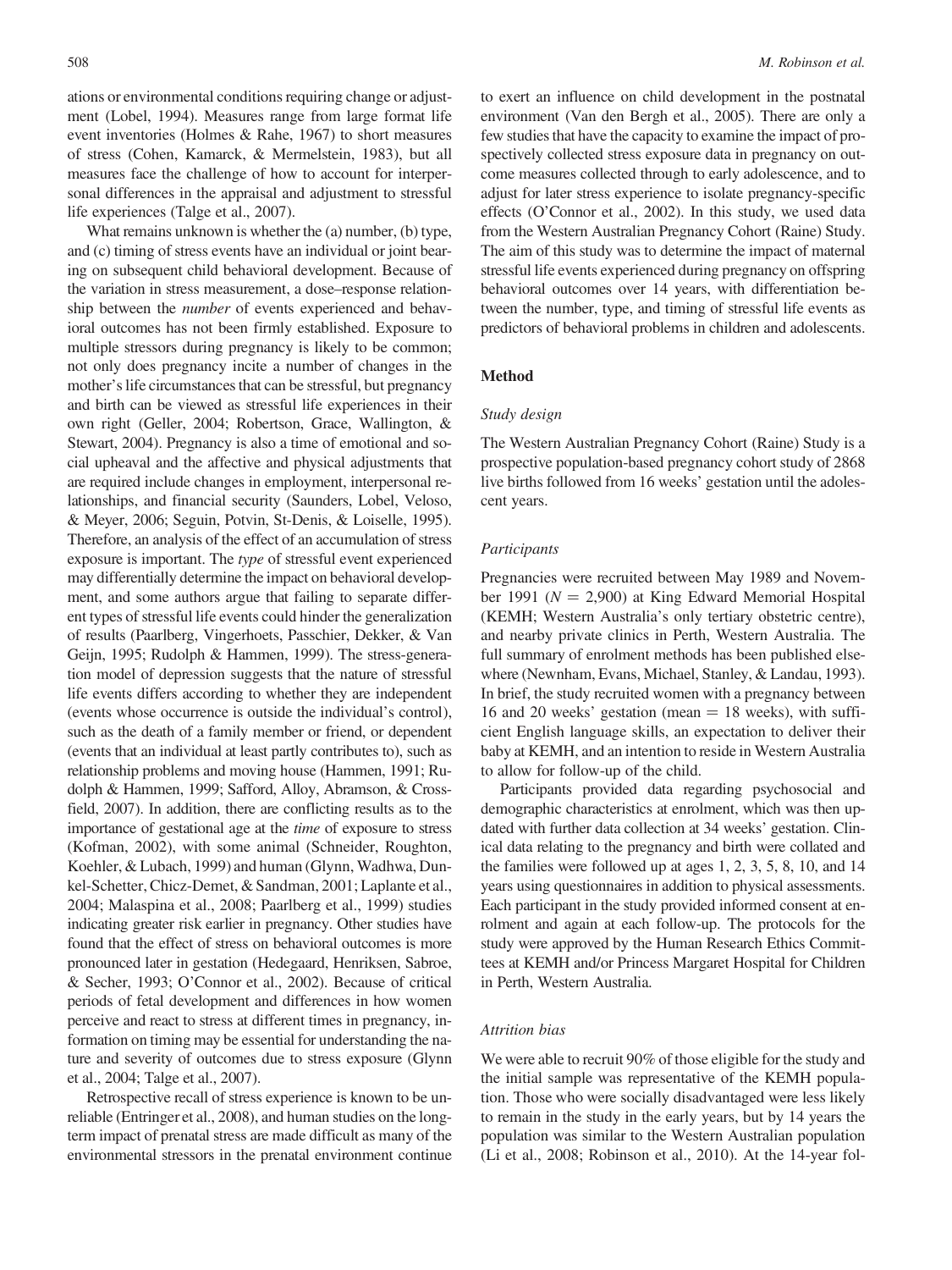ations or environmental conditions requiring change or adjustment (Lobel, 1994). Measures range from large format life event inventories (Holmes & Rahe, 1967) to short measures of stress (Cohen, Kamarck, & Mermelstein, 1983), but all measures face the challenge of how to account for interpersonal differences in the appraisal and adjustment to stressful life experiences (Talge et al., 2007).

What remains unknown is whether the (a) number, (b) type, and (c) timing of stress events have an individual or joint bearing on subsequent child behavioral development. Because of the variation in stress measurement, a dose–response relationship between the *number* of events experienced and behavioral outcomes has not been firmly established. Exposure to multiple stressors during pregnancy is likely to be common; not only does pregnancy incite a number of changes in the mother's life circumstances that can be stressful, but pregnancy and birth can be viewed as stressful life experiences in their own right (Geller, 2004; Robertson, Grace, Wallington, & Stewart, 2004). Pregnancy is also a time of emotional and social upheaval and the affective and physical adjustments that are required include changes in employment, interpersonal relationships, and financial security (Saunders, Lobel, Veloso, & Meyer, 2006; Seguin, Potvin, St-Denis, & Loiselle, 1995). Therefore, an analysis of the effect of an accumulation of stress exposure is important. The *type* of stressful event experienced may differentially determine the impact on behavioral development, and some authors argue that failing to separate different types of stressful life events could hinder the generalization of results (Paarlberg, Vingerhoets, Passchier, Dekker, & Van Geijn, 1995; Rudolph & Hammen, 1999). The stress-generation model of depression suggests that the nature of stressful life events differs according to whether they are independent (events whose occurrence is outside the individual's control), such as the death of a family member or friend, or dependent (events that an individual at least partly contributes to), such as relationship problems and moving house (Hammen, 1991; Rudolph & Hammen, 1999; Safford, Alloy, Abramson, & Crossfield, 2007). In addition, there are conflicting results as to the importance of gestational age at the *time* of exposure to stress (Kofman, 2002), with some animal (Schneider, Roughton, Koehler, & Lubach, 1999) and human (Glynn, Wadhwa, Dunkel-Schetter, Chicz-Demet, & Sandman, 2001; Laplante et al., 2004; Malaspina et al., 2008; Paarlberg et al., 1999) studies indicating greater risk earlier in pregnancy. Other studies have found that the effect of stress on behavioral outcomes is more pronounced later in gestation (Hedegaard, Henriksen, Sabroe, & Secher, 1993; O'Connor et al., 2002). Because of critical periods of fetal development and differences in how women perceive and react to stress at different times in pregnancy, information on timing may be essential for understanding the nature and severity of outcomes due to stress exposure (Glynn et al., 2004; Talge et al., 2007).

Retrospective recall of stress experience is known to be unreliable (Entringer et al., 2008), and human studies on the long-term impact of prenatal stress are made difficult as many of the environmental stressors in the prenatal environment continue to exert an influence on child development in the postnatal environment (Van den Bergh et al., 2005). There are only a few studies that have the capacity to examine the impact of prospectively collected stress exposure data in pregnancy on outcome measures collected through to early adolescence, and to adjust for later stress experience to isolate pregnancy-specific effects (O'Connor et al., 2002). In this study, we used data from the Western Australian Pregnancy Cohort (Raine) Study. The aim of this study was to determine the impact of maternal stressful life events experienced during pregnancy on offspring behavioral outcomes over 14 years, with differentiation between the number, type, and timing of stressful life events as predictors of behavioral problems in children and adolescents.

## Method

### *Study design*

The Western Australian Pregnancy Cohort (Raine) Study is a prospective population-based pregnancy cohort study of 2868 live births followed from 16 weeks' gestation until the adolescent years.

### *Participants*

Pregnancies were recruited between May 1989 and November 1991 ($N = 2{,}900$) at King Edward Memorial Hospital (KEMH; Western Australia's only tertiary obstetric centre), and nearby private clinics in Perth, Western Australia. The full summary of enrolment methods has been published elsewhere (Newnham, Evans, Michael, Stanley, & Landau, 1993). In brief, the study recruited women with a pregnancy between 16 and 20 weeks' gestation (mean = 18 weeks), with sufficient English language skills, an expectation to deliver their baby at KEMH, and an intention to reside in Western Australia to allow for follow-up of the child.

Participants provided data regarding psychosocial and demographic characteristics at enrolment, which was then updated with further data collection at 34 weeks' gestation. Clinical data relating to the pregnancy and birth were collated and the families were followed up at ages 1, 2, 3, 5, 8, 10, and 14 years using questionnaires in addition to physical assessments. Each participant in the study provided informed consent at enrolment and again at each follow-up. The protocols for the study were approved by the Human Research Ethics Committees at KEMH and/or Princess Margaret Hospital for Children in Perth, Western Australia.

### *Attrition bias*

We were able to recruit 90% of those eligible for the study and the initial sample was representative of the KEMH population. Those who were socially disadvantaged were less likely to remain in the study in the early years, but by 14 years the population was similar to the Western Australian population (Li et al., 2008; Robinson et al., 2010). At the 14-year fol-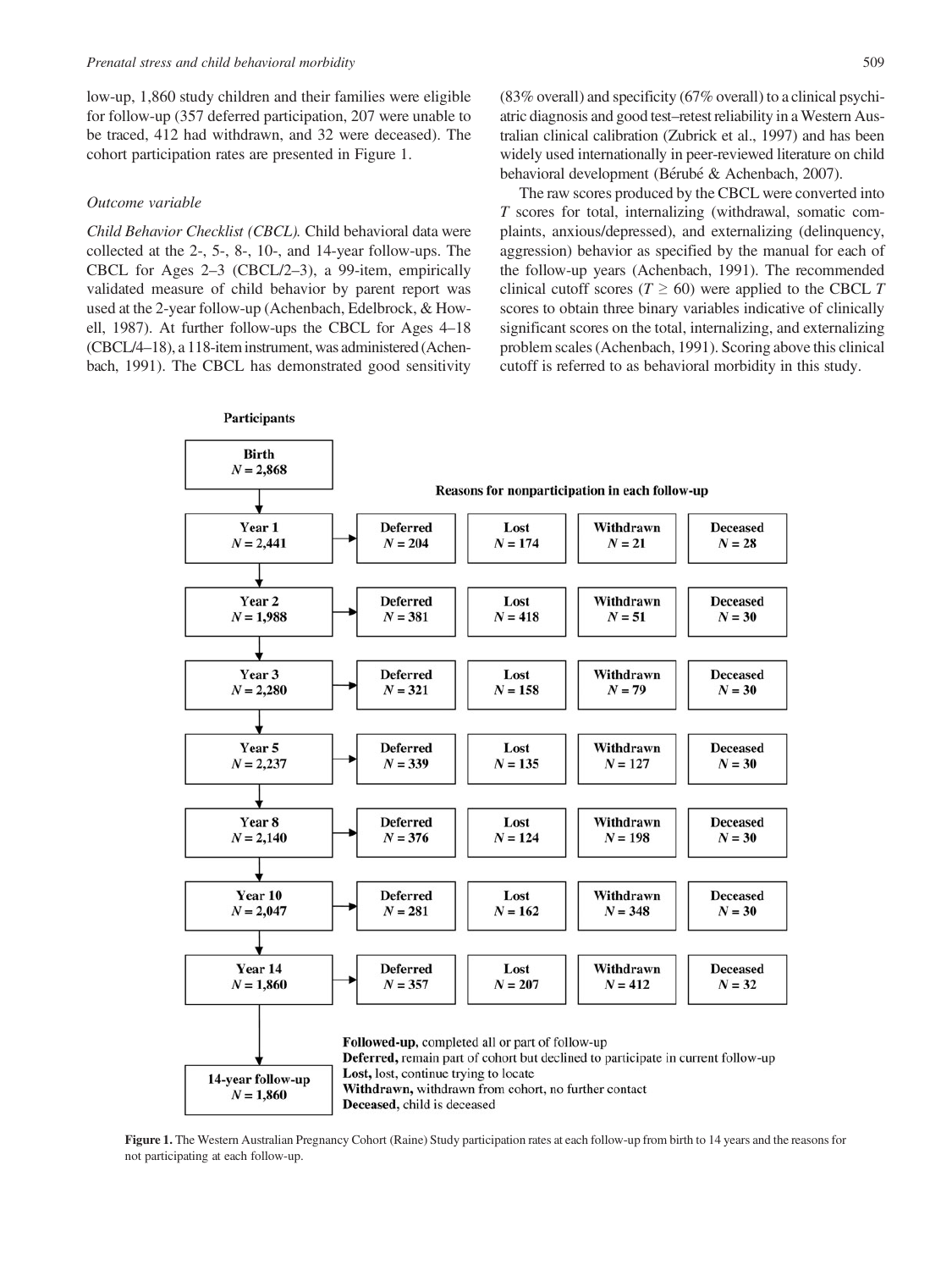low-up, 1,860 study children and their families were eligible for follow-up (357 deferred participation, 207 were unable to be traced, 412 had withdrawn, and 32 were deceased). The cohort participation rates are presented in Figure 1.

### Outcome variable

*Child Behavior Checklist (CBCL).* Child behavioral data were collected at the 2-, 5-, 8-, 10-, and 14-year follow-ups. The CBCL for Ages 2–3 (CBCL/2–3), a 99-item, empirically validated measure of child behavior by parent report was used at the 2-year follow-up (Achenbach, Edelbrock, & Howell, 1987). At further follow-ups the CBCL for Ages 4–18 (CBCL/4–18), a 118-item instrument, was administered (Achenbach, 1991). The CBCL has demonstrated good sensitivity (83% overall) and specificity (67% overall) to a clinical psychiatric diagnosis and good test–retest reliability in a Western Australian clinical calibration (Zubrick et al., 1997) and has been widely used internationally in peer-reviewed literature on child behavioral development (Bérubé & Achenbach, 2007).

The raw scores produced by the CBCL were converted into $T$ scores for total, internalizing (withdrawal, somatic complaints, anxious/depressed), and externalizing (delinquency, aggression) behavior as specified by the manual for each of the follow-up years (Achenbach, 1991). The recommended clinical cutoff scores ($T \geq 60$) were applied to the CBCL $T$ scores to obtain three binary variables indicative of clinically significant scores on the total, internalizing, and externalizing problem scales (Achenbach, 1991). Scoring above this clinical cutoff is referred to as behavioral morbidity in this study.

**Participants**

**Birth**
$N$ = 2,868

**Reasons for nonparticipation in each follow-up**

**Year 1** $N$ = 2,441
**Deferred** $N$ = 204
**Lost** $N$ = 174
**Withdrawn** $N$ = 21
**Deceased** $N$ = 28

**Year 2** $N$ = 1,988
**Deferred** $N$ = 381
**Lost** $N$ = 418
**Withdrawn** $N$ = 51
**Deceased** $N$ = 30

**Year 3** $N$ = 2,280
**Deferred** $N$ = 321
**Lost** $N$ = 158
**Withdrawn** $N$ = 79
**Deceased** $N$ = 30

**Year 5** $N$ = 2,237
**Deferred** $N$ = 339
**Lost** $N$ = 135
**Withdrawn** $N$ = 127
**Deceased** $N$ = 30

**Year 8** $N$ = 2,140
**Deferred** $N$ = 376
**Lost** $N$ = 124
**Withdrawn** $N$ = 198
**Deceased** $N$ = 30

**Year 10** $N$ = 2,047
**Deferred** $N$ = 281
**Lost** $N$ = 162
**Withdrawn** $N$ = 348
**Deceased** $N$ = 30

**Year 14** $N$ = 1,860
**Deferred** $N$ = 357
**Lost** $N$ = 207
**Withdrawn** $N$ = 412
**Deceased** $N$ = 32

**14-year follow-up**
$N$ = 1,860

**Followed-up,** completed all or part of follow-up
**Deferred,** remain part of cohort but declined to participate in current follow-up
**Lost,** lost, continue trying to locate
**Withdrawn,** withdrawn from cohort, no further contact
**Deceased,** child is deceased

**Figure 1.** The Western Australian Pregnancy Cohort (Raine) Study participation rates at each follow-up from birth to 14 years and the reasons for not participating at each follow-up.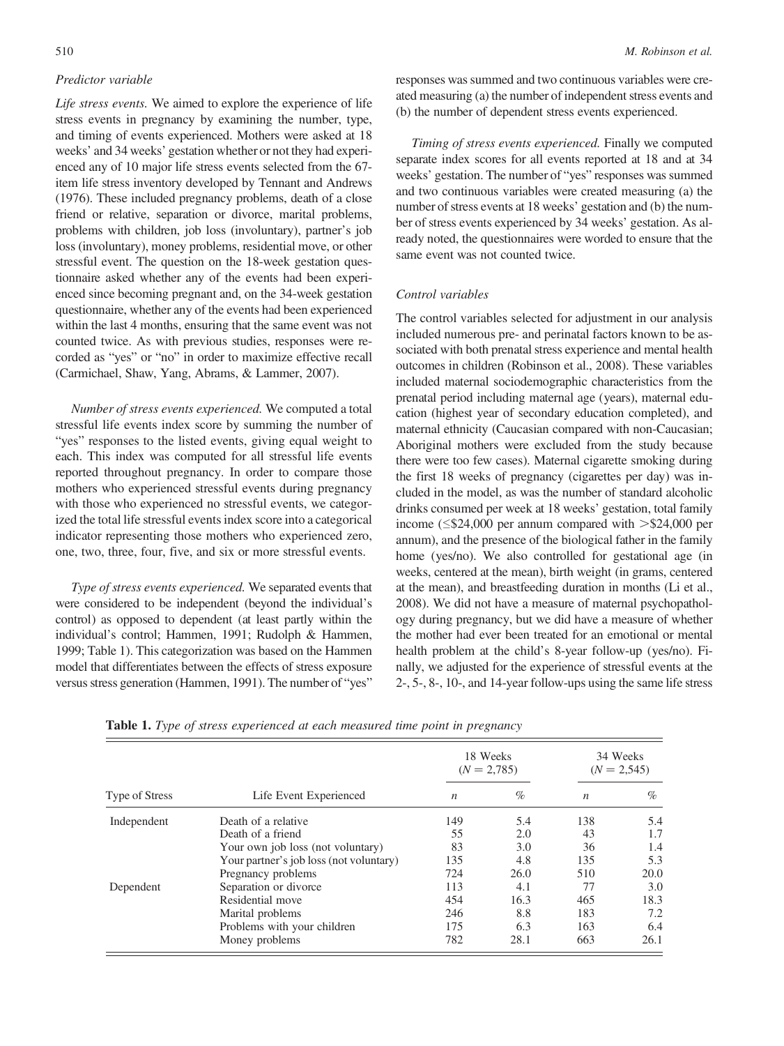### Predictor variable

*Life stress events.* We aimed to explore the experience of life stress events in pregnancy by examining the number, type, and timing of events experienced. Mothers were asked at 18 weeks' and 34 weeks' gestation whether or not they had experienced any of 10 major life stress events selected from the 67-item life stress inventory developed by Tennant and Andrews (1976). These included pregnancy problems, death of a close friend or relative, separation or divorce, marital problems, problems with children, job loss (involuntary), partner's job loss (involuntary), money problems, residential move, or other stressful event. The question on the 18-week gestation questionnaire asked whether any of the events had been experienced since becoming pregnant and, on the 34-week gestation questionnaire, whether any of the events had been experienced within the last 4 months, ensuring that the same event was not counted twice. As with previous studies, responses were recorded as "yes" or "no" in order to maximize effective recall (Carmichael, Shaw, Yang, Abrams, & Lammer, 2007).

*Number of stress events experienced.* We computed a total stressful life events index score by summing the number of "yes" responses to the listed events, giving equal weight to each. This index was computed for all stressful life events reported throughout pregnancy. In order to compare those mothers who experienced stressful events during pregnancy with those who experienced no stressful events, we categorized the total life stressful events index score into a categorical indicator representing those mothers who experienced zero, one, two, three, four, five, and six or more stressful events.

*Type of stress events experienced.* We separated events that were considered to be independent (beyond the individual's control) as opposed to dependent (at least partly within the individual's control; Hammen, 1991; Rudolph & Hammen, 1999; Table 1). This categorization was based on the Hammen model that differentiates between the effects of stress exposure versus stress generation (Hammen, 1991). The number of "yes" responses was summed and two continuous variables were created measuring (a) the number of independent stress events and (b) the number of dependent stress events experienced.

*Timing of stress events experienced.* Finally we computed separate index scores for all events reported at 18 and at 34 weeks' gestation. The number of "yes" responses was summed and two continuous variables were created measuring (a) the number of stress events at 18 weeks' gestation and (b) the number of stress events experienced by 34 weeks' gestation. As already noted, the questionnaires were worded to ensure that the same event was not counted twice.

### Control variables

The control variables selected for adjustment in our analysis included numerous pre- and perinatal factors known to be associated with both prenatal stress experience and mental health outcomes in children (Robinson et al., 2008). These variables included maternal sociodemographic characteristics from the prenatal period including maternal age (years), maternal education (highest year of secondary education completed), and maternal ethnicity (Caucasian compared with non-Caucasian; Aboriginal mothers were excluded from the study because there were too few cases). Maternal cigarette smoking during the first 18 weeks of pregnancy (cigarettes per day) was included in the model, as was the number of standard alcoholic drinks consumed per week at 18 weeks' gestation, total family income (≤\$24,000 per annum compared with >\$24,000 per annum), and the presence of the biological father in the family home (yes/no). We also controlled for gestational age (in weeks, centered at the mean), birth weight (in grams, centered at the mean), and breastfeeding duration in months (Li et al., 2008). We did not have a measure of maternal psychopathology during pregnancy, but we did have a measure of whether the mother had ever been treated for an emotional or mental health problem at the child's 8-year follow-up (yes/no). Finally, we adjusted for the experience of stressful events at the 2-, 5-, 8-, 10-, and 14-year follow-ups using the same life stress

**Table 1.** *Type of stress experienced at each measured time point in pregnancy*

| | | 18 Weeks ($N = 2{,}785$) | | 34 Weeks ($N = 2{,}545$) | |
|---|---|---|---|---|---|
| Type of Stress | Life Event Experienced | *n* | % | *n* | % |
| Independent | Death of a relative | 149 | 5.4 | 138 | 5.4 |
| | Death of a friend | 55 | 2.0 | 43 | 1.7 |
| | Your own job loss (not voluntary) | 83 | 3.0 | 36 | 1.4 |
| | Your partner's job loss (not voluntary) | 135 | 4.8 | 135 | 5.3 |
| | Pregnancy problems | 724 | 26.0 | 510 | 20.0 |
| Dependent | Separation or divorce | 113 | 4.1 | 77 | 3.0 |
| | Residential move | 454 | 16.3 | 465 | 18.3 |
| | Marital problems | 246 | 8.8 | 183 | 7.2 |
| | Problems with your children | 175 | 6.3 | 163 | 6.4 |
| | Money problems | 782 | 28.1 | 663 | 26.1 |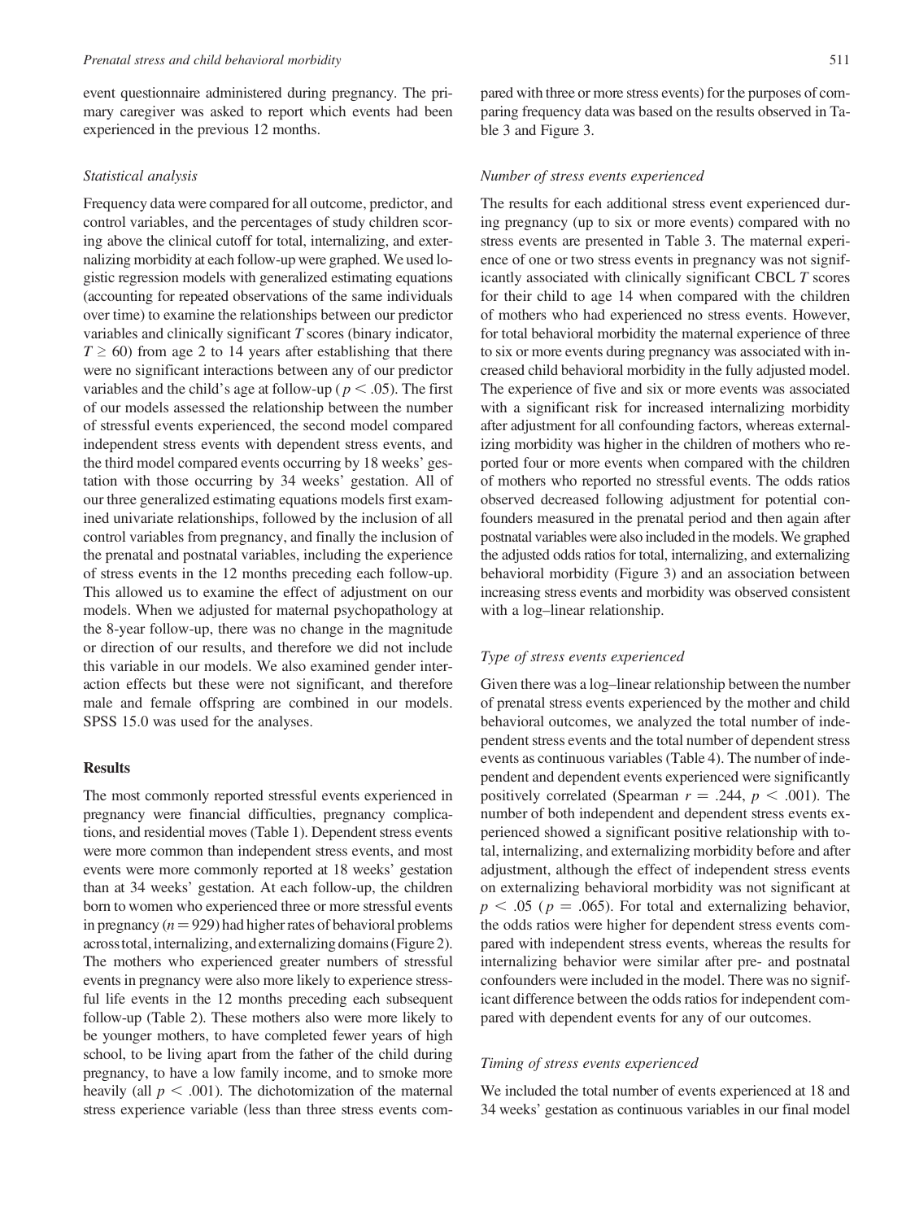event questionnaire administered during pregnancy. The primary caregiver was asked to report which events had been experienced in the previous 12 months.

### *Statistical analysis*

Frequency data were compared for all outcome, predictor, and control variables, and the percentages of study children scoring above the clinical cutoff for total, internalizing, and externalizing morbidity at each follow-up were graphed. We used logistic regression models with generalized estimating equations (accounting for repeated observations of the same individuals over time) to examine the relationships between our predictor variables and clinically significant $T$ scores (binary indicator, $T \geq 60$) from age 2 to 14 years after establishing that there were no significant interactions between any of our predictor variables and the child's age at follow-up ($p < .05$). The first of our models assessed the relationship between the number of stressful events experienced, the second model compared independent stress events with dependent stress events, and the third model compared events occurring by 18 weeks' gestation with those occurring by 34 weeks' gestation. All of our three generalized estimating equations models first examined univariate relationships, followed by the inclusion of all control variables from pregnancy, and finally the inclusion of the prenatal and postnatal variables, including the experience of stress events in the 12 months preceding each follow-up. This allowed us to examine the effect of adjustment on our models. When we adjusted for maternal psychopathology at the 8-year follow-up, there was no change in the magnitude or direction of our results, and therefore we did not include this variable in our models. We also examined gender interaction effects but these were not significant, and therefore male and female offspring are combined in our models. SPSS 15.0 was used for the analyses.

## Results

The most commonly reported stressful events experienced in pregnancy were financial difficulties, pregnancy complications, and residential moves (Table 1). Dependent stress events were more common than independent stress events, and most events were more commonly reported at 18 weeks' gestation than at 34 weeks' gestation. At each follow-up, the children born to women who experienced three or more stressful events in pregnancy ($n = 929$) had higher rates of behavioral problems across total, internalizing, and externalizing domains (Figure 2). The mothers who experienced greater numbers of stressful events in pregnancy were also more likely to experience stressful life events in the 12 months preceding each subsequent follow-up (Table 2). These mothers also were more likely to be younger mothers, to have completed fewer years of high school, to be living apart from the father of the child during pregnancy, to have a low family income, and to smoke more heavily (all $p < .001$). The dichotomization of the maternal stress experience variable (less than three stress events compared with three or more stress events) for the purposes of comparing frequency data was based on the results observed in Table 3 and Figure 3.

### *Number of stress events experienced*

The results for each additional stress event experienced during pregnancy (up to six or more events) compared with no stress events are presented in Table 3. The maternal experience of one or two stress events in pregnancy was not significantly associated with clinically significant CBCL $T$ scores for their child to age 14 when compared with the children of mothers who had experienced no stress events. However, for total behavioral morbidity the maternal experience of three to six or more events during pregnancy was associated with increased child behavioral morbidity in the fully adjusted model. The experience of five and six or more events was associated with a significant risk for increased internalizing morbidity after adjustment for all confounding factors, whereas externalizing morbidity was higher in the children of mothers who reported four or more events when compared with the children of mothers who reported no stressful events. The odds ratios observed decreased following adjustment for potential confounders measured in the prenatal period and then again after postnatal variables were also included in the models. We graphed the adjusted odds ratios for total, internalizing, and externalizing behavioral morbidity (Figure 3) and an association between increasing stress events and morbidity was observed consistent with a log–linear relationship.

### *Type of stress events experienced*

Given there was a log–linear relationship between the number of prenatal stress events experienced by the mother and child behavioral outcomes, we analyzed the total number of independent stress events and the total number of dependent stress events as continuous variables (Table 4). The number of independent and dependent events experienced were significantly positively correlated (Spearman $r = .244$, $p < .001$). The number of both independent and dependent stress events experienced showed a significant positive relationship with total, internalizing, and externalizing morbidity before and after adjustment, although the effect of independent stress events on externalizing behavioral morbidity was not significant at $p < .05$ ($p = .065$). For total and externalizing behavior, the odds ratios were higher for dependent stress events compared with independent stress events, whereas the results for internalizing behavior were similar after pre- and postnatal confounders were included in the model. There was no significant difference between the odds ratios for independent compared with dependent events for any of our outcomes.

### *Timing of stress events experienced*

We included the total number of events experienced at 18 and 34 weeks' gestation as continuous variables in our final model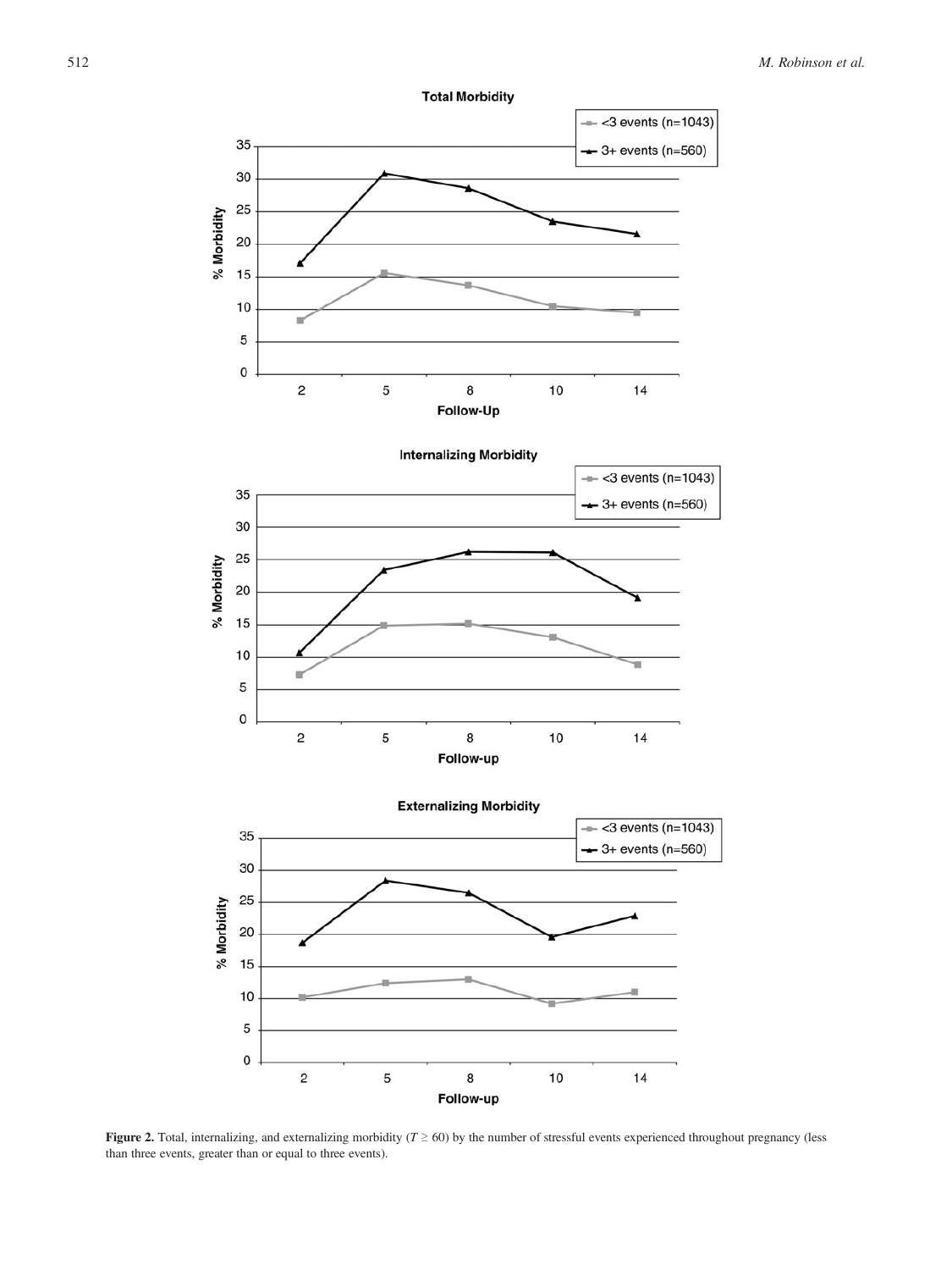Total Morbidity

35
30
25
20
15
10
5
0

% Morbidity

2
5
8
10
14

Follow-Up

<3 events (n=1043)
3+ events (n=560)

Internalizing Morbidity

35
30
25
20
15
10
5
0

% Morbidity

2
5
8
10
14

Follow-up

<3 events (n=1043)
3+ events (n=560)

Externalizing Morbidity

35
30
25
20
15
10
5
0

% Morbidity

2
5
8
10
14

Follow-up

<3 events (n=1043)
3+ events (n=560)

**Figure 2.** Total, internalizing, and externalizing morbidity ($T \geq 60$) by the number of stressful events experienced throughout pregnancy (less than three events, greater than or equal to three events).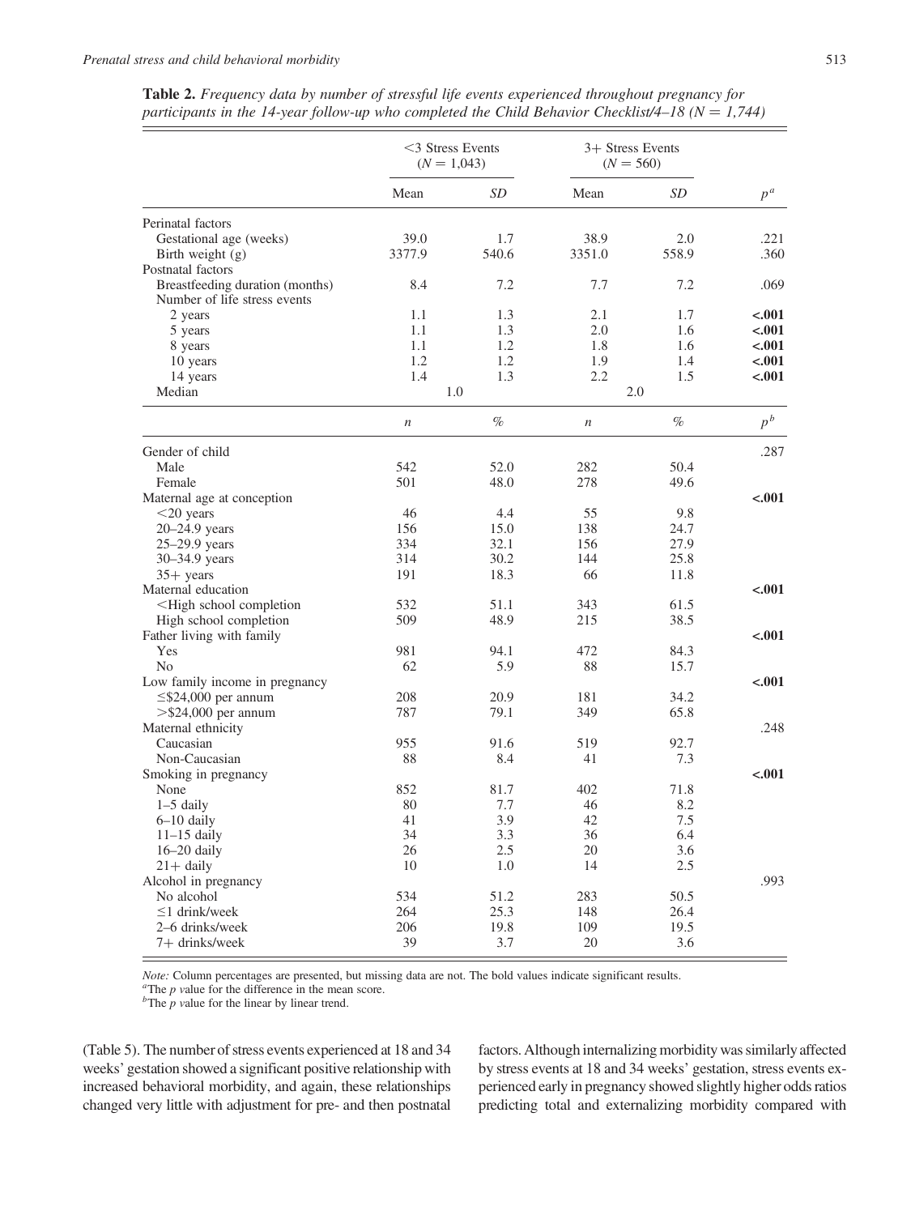**Table 2.** *Frequency data by number of stressful life events experienced throughout pregnancy for participants in the 14-year follow-up who completed the Child Behavior Checklist/4–18 (N = 1,744)*

| | <3 Stress Events (N = 1,043) | | 3+ Stress Events (N = 560) | | |
|---|---|---|---|---|---|
| | Mean | SD | Mean | SD | $p^a$ |
| Perinatal factors | | | | | |
| Gestational age (weeks) | 39.0 | 1.7 | 38.9 | 2.0 | .221 |
| Birth weight (g) | 3377.9 | 540.6 | 3351.0 | 558.9 | .360 |
| Postnatal factors | | | | | |
| Breastfeeding duration (months) | 8.4 | 7.2 | 7.7 | 7.2 | .069 |
| Number of life stress events | | | | | |
| 2 years | 1.1 | 1.3 | 2.1 | 1.7 | **<.001** |
| 5 years | 1.1 | 1.3 | 2.0 | 1.6 | **<.001** |
| 8 years | 1.1 | 1.2 | 1.8 | 1.6 | **<.001** |
| 10 years | 1.2 | 1.2 | 1.9 | 1.4 | **<.001** |
| 14 years | 1.4 | 1.3 | 2.2 | 1.5 | **<.001** |
| Median | 1.0 | | 2.0 | | |
| | *n* | % | *n* | % | $p^b$ |
| Gender of child | | | | | .287 |
| Male | 542 | 52.0 | 282 | 50.4 | |
| Female | 501 | 48.0 | 278 | 49.6 | |
| Maternal age at conception | | | | | **<.001** |
| <20 years | 46 | 4.4 | 55 | 9.8 | |
| 20–24.9 years | 156 | 15.0 | 138 | 24.7 | |
| 25–29.9 years | 334 | 32.1 | 156 | 27.9 | |
| 30–34.9 years | 314 | 30.2 | 144 | 25.8 | |
| 35+ years | 191 | 18.3 | 66 | 11.8 | |
| Maternal education | | | | | **<.001** |
| <High school completion | 532 | 51.1 | 343 | 61.5 | |
| High school completion | 509 | 48.9 | 215 | 38.5 | |
| Father living with family | | | | | **<.001** |
| Yes | 981 | 94.1 | 472 | 84.3 | |
| No | 62 | 5.9 | 88 | 15.7 | |
| Low family income in pregnancy | | | | | **<.001** |
| ≤$24,000 per annum | 208 | 20.9 | 181 | 34.2 | |
| >$24,000 per annum | 787 | 79.1 | 349 | 65.8 | |
| Maternal ethnicity | | | | | .248 |
| Caucasian | 955 | 91.6 | 519 | 92.7 | |
| Non-Caucasian | 88 | 8.4 | 41 | 7.3 | |
| Smoking in pregnancy | | | | | **<.001** |
| None | 852 | 81.7 | 402 | 71.8 | |
| 1–5 daily | 80 | 7.7 | 46 | 8.2 | |
| 6–10 daily | 41 | 3.9 | 42 | 7.5 | |
| 11–15 daily | 34 | 3.3 | 36 | 6.4 | |
| 16–20 daily | 26 | 2.5 | 20 | 3.6 | |
| 21+ daily | 10 | 1.0 | 14 | 2.5 | |
| Alcohol in pregnancy | | | | | .993 |
| No alcohol | 534 | 51.2 | 283 | 50.5 | |
| ≤1 drink/week | 264 | 25.3 | 148 | 26.4 | |
| 2–6 drinks/week | 206 | 19.8 | 109 | 19.5 | |
| 7+ drinks/week | 39 | 3.7 | 20 | 3.6 | |

*Note:* Column percentages are presented, but missing data are not. The bold values indicate significant results.
[a]The *p* value for the difference in the mean score.
[b]The *p* value for the linear by linear trend.

(Table 5). The number of stress events experienced at 18 and 34 weeks' gestation showed a significant positive relationship with increased behavioral morbidity, and again, these relationships changed very little with adjustment for pre- and then postnatal factors. Although internalizing morbidity was similarly affected by stress events at 18 and 34 weeks' gestation, stress events experienced early in pregnancy showed slightly higher odds ratios predicting total and externalizing morbidity compared with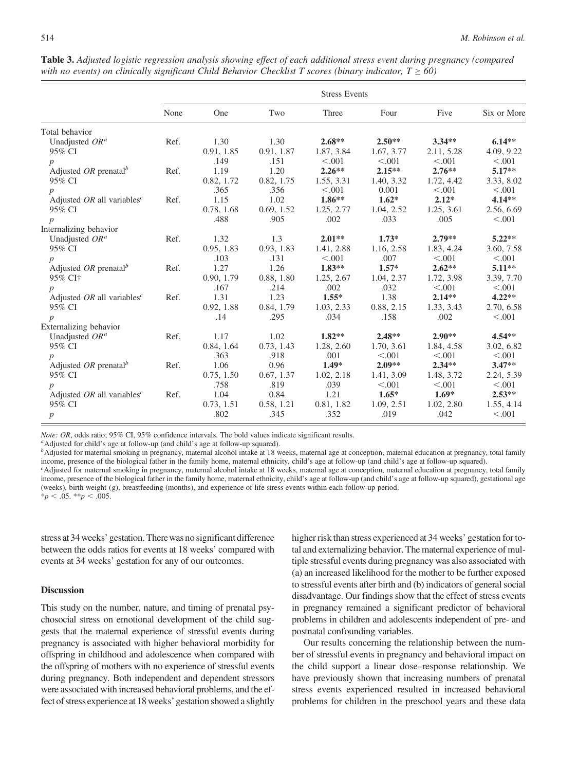**Table 3.** *Adjusted logistic regression analysis showing effect of each additional stress event during pregnancy (compared with no events) on clinically significant Child Behavior Checklist T scores (binary indicator, $T \geq 60$)*

| | Stress Events | | | | | | |
|---|---|---|---|---|---|---|---|
| | None | One | Two | Three | Four | Five | Six or More |
| Total behavior | | | | | | | |
| Unadjusted *OR*[a] | Ref. | 1.30 | 1.30 | **2.68**** | **2.50**** | **3.34**** | **6.14**** |
| 95% CI | | 0.91, 1.85 | 0.91, 1.87 | 1.87, 3.84 | 1.67, 3.77 | 2.11, 5.28 | 4.09, 9.22 |
| *p* | | .149 | .151 | <.001 | <.001 | <.001 | <.001 |
| Adjusted *OR* prenatal[b] | Ref. | 1.19 | 1.20 | **2.26**** | **2.15**** | **2.76**** | **5.17**** |
| 95% CI | | 0.82, 1.72 | 0.82, 1.75 | 1.55, 3.31 | 1.40, 3.32 | 1.72, 4.42 | 3.33, 8.02 |
| *p* | | .365 | .356 | <.001 | 0.001 | <.001 | <.001 |
| Adjusted *OR* all variables[c] | Ref. | 1.15 | 1.02 | **1.86**** | **1.62*** | **2.12*** | **4.14**** |
| 95% CI | | 0.78, 1.68 | 0.69, 1.52 | 1.25, 2.77 | 1.04, 2.52 | 1.25, 3.61 | 2.56, 6.69 |
| *p* | | .488 | .905 | .002 | .033 | .005 | <.001 |
| Internalizing behavior | | | | | | | |
| Unadjusted *OR*[a] | Ref. | 1.32 | 1.3 | **2.01**** | **1.73*** | **2.79**** | **5.22**** |
| 95% CI | | 0.95, 1.83 | 0.93, 1.83 | 1.41, 2.88 | 1.16, 2.58 | 1.83, 4.24 | 3.60, 7.58 |
| *p* | | .103 | .131 | <.001 | .007 | <.001 | <.001 |
| Adjusted *OR* prenatal[b] | Ref. | 1.27 | 1.26 | **1.83**** | **1.57*** | **2.62**** | **5.11**** |
| 95% CI† | | 0.90, 1.79 | 0.88, 1.80 | 1.25, 2.67 | 1.04, 2.37 | 1.72, 3.98 | 3.39, 7.70 |
| *p* | | .167 | .214 | .002 | .032 | <.001 | <.001 |
| Adjusted *OR* all variables[c] | Ref. | 1.31 | 1.23 | **1.55*** | 1.38 | **2.14**** | **4.22**** |
| 95% CI | | 0.92, 1.88 | 0.84, 1.79 | 1.03, 2.33 | 0.88, 2.15 | 1.33, 3.43 | 2.70, 6.58 |
| *p* | | .14 | .295 | .034 | .158 | .002 | <.001 |
| Externalizing behavior | | | | | | | |
| Unadjusted *OR*[a] | Ref. | 1.17 | 1.02 | **1.82**** | **2.48**** | **2.90**** | **4.54**** |
| 95% CI | | 0.84, 1.64 | 0.73, 1.43 | 1.28, 2.60 | 1.70, 3.61 | 1.84, 4.58 | 3.02, 6.82 |
| *p* | | .363 | .918 | .001 | <.001 | <.001 | <.001 |
| Adjusted *OR* prenatal[b] | Ref. | 1.06 | 0.96 | **1.49*** | **2.09**** | **2.34**** | **3.47**** |
| 95% CI | | 0.75, 1.50 | 0.67, 1.37 | 1.02, 2.18 | 1.41, 3.09 | 1.48, 3.72 | 2.24, 5.39 |
| *p* | | .758 | .819 | .039 | <.001 | <.001 | <.001 |
| Adjusted *OR* all variables[c] | Ref. | 1.04 | 0.84 | 1.21 | **1.65*** | **1.69*** | **2.53**** |
| 95% CI | | 0.73, 1.51 | 0.58, 1.21 | 0.81, 1.82 | 1.09, 2.51 | 1.02, 2.80 | 1.55, 4.14 |
| *p* | | .802 | .345 | .352 | .019 | .042 | <.001 |

*Note: OR*, odds ratio; 95% CI, 95% confidence intervals. The bold values indicate significant results.
[a]Adjusted for child's age at follow-up (and child's age at follow-up squared).
[b]Adjusted for maternal smoking in pregnancy, maternal alcohol intake at 18 weeks, maternal age at conception, maternal education at pregnancy, total family income, presence of the biological father in the family home, maternal ethnicity, child's age at follow-up (and child's age at follow-up squared).
[c]Adjusted for maternal smoking in pregnancy, maternal alcohol intake at 18 weeks, maternal age at conception, maternal education at pregnancy, total family income, presence of the biological father in the family home, maternal ethnicity, child's age at follow-up (and child's age at follow-up squared), gestational age (weeks), birth weight (g), breastfeeding (months), and experience of life stress events within each follow-up period.
*$p < .05$. **$p < .005$.

stress at 34 weeks' gestation. There was no significant difference between the odds ratios for events at 18 weeks' compared with events at 34 weeks' gestation for any of our outcomes.

## Discussion

This study on the number, nature, and timing of prenatal psychosocial stress on emotional development of the child suggests that the maternal experience of stressful events during pregnancy is associated with higher behavioral morbidity for offspring in childhood and adolescence when compared with the offspring of mothers with no experience of stressful events during pregnancy. Both independent and dependent stressors were associated with increased behavioral problems, and the effect of stress experience at 18 weeks' gestation showed a slightly higher risk than stress experienced at 34 weeks' gestation for total and externalizing behavior. The maternal experience of multiple stressful events during pregnancy was also associated with (a) an increased likelihood for the mother to be further exposed to stressful events after birth and (b) indicators of general social disadvantage. Our findings show that the effect of stress events in pregnancy remained a significant predictor of behavioral problems in children and adolescents independent of pre- and postnatal confounding variables.

Our results concerning the relationship between the number of stressful events in pregnancy and behavioral impact on the child support a linear dose–response relationship. We have previously shown that increasing numbers of prenatal stress events experienced resulted in increased behavioral problems for children in the preschool years and these data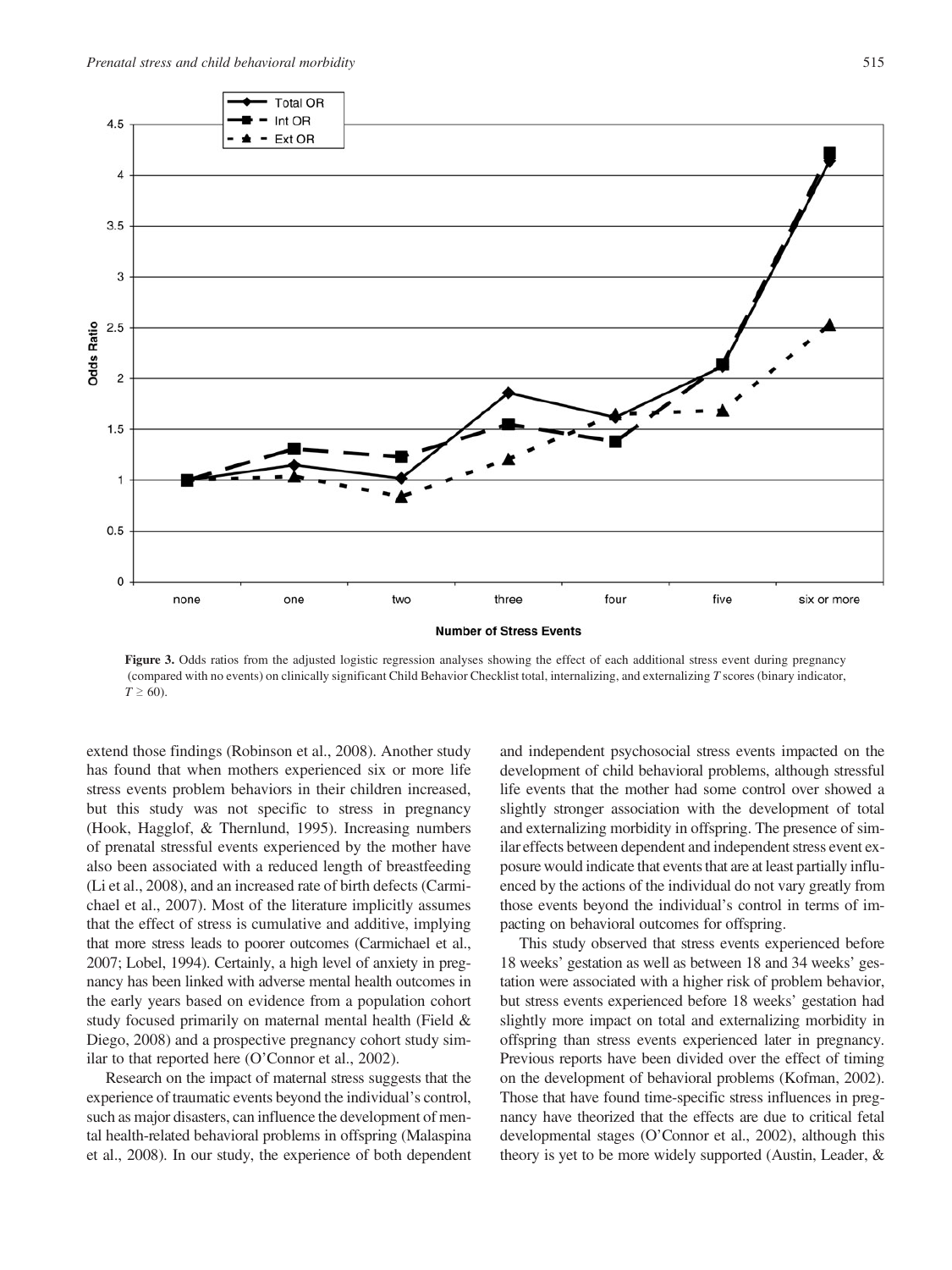Total OR
Int OR
Ext OR

Odds Ratio

4.5
4
3.5
3
2.5
2
1.5
1
0.5
0

none
one
two
three
four
five
six or more

Number of Stress Events

**Figure 3.** Odds ratios from the adjusted logistic regression analyses showing the effect of each additional stress event during pregnancy (compared with no events) on clinically significant Child Behavior Checklist total, internalizing, and externalizing *T* scores (binary indicator, $T \geq 60$).

extend those findings (Robinson et al., 2008). Another study has found that when mothers experienced six or more life stress events problem behaviors in their children increased, but this study was not specific to stress in pregnancy (Hook, Hagglof, & Thernlund, 1995). Increasing numbers of prenatal stressful events experienced by the mother have also been associated with a reduced length of breastfeeding (Li et al., 2008), and an increased rate of birth defects (Carmichael et al., 2007). Most of the literature implicitly assumes that the effect of stress is cumulative and additive, implying that more stress leads to poorer outcomes (Carmichael et al., 2007; Lobel, 1994). Certainly, a high level of anxiety in pregnancy has been linked with adverse mental health outcomes in the early years based on evidence from a population cohort study focused primarily on maternal mental health (Field & Diego, 2008) and a prospective pregnancy cohort study similar to that reported here (O'Connor et al., 2002).

Research on the impact of maternal stress suggests that the experience of traumatic events beyond the individual's control, such as major disasters, can influence the development of mental health-related behavioral problems in offspring (Malaspina et al., 2008). In our study, the experience of both dependent and independent psychosocial stress events impacted on the development of child behavioral problems, although stressful life events that the mother had some control over showed a slightly stronger association with the development of total and externalizing morbidity in offspring. The presence of similar effects between dependent and independent stress event exposure would indicate that events that are at least partially influenced by the actions of the individual do not vary greatly from those events beyond the individual's control in terms of impacting on behavioral outcomes for offspring.

This study observed that stress events experienced before 18 weeks' gestation as well as between 18 and 34 weeks' gestation were associated with a higher risk of problem behavior, but stress events experienced before 18 weeks' gestation had slightly more impact on total and externalizing morbidity in offspring than stress events experienced later in pregnancy. Previous reports have been divided over the effect of timing on the development of behavioral problems (Kofman, 2002). Those that have found time-specific stress influences in pregnancy have theorized that the effects are due to critical fetal developmental stages (O'Connor et al., 2002), although this theory is yet to be more widely supported (Austin, Leader, &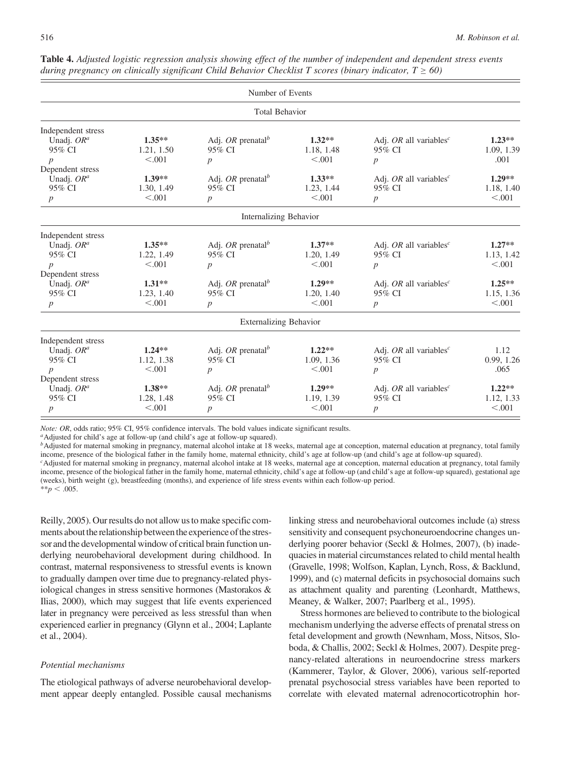**Table 4.** *Adjusted logistic regression analysis showing effect of the number of independent and dependent stress events during pregnancy on clinically significant Child Behavior Checklist T scores (binary indicator, $T \geq 60$)*

| Number of Events | | | | | |
|---|---|---|---|---|---|
| **Total Behavior** | | | | | |
| Independent stress | | | | | |
| Unadj. *OR*[a] | **1.35**** | Adj. *OR* prenatal[b] | **1.32**** | Adj. *OR* all variables[c] | **1.23**** |
| 95% CI | 1.21, 1.50 | 95% CI | 1.18, 1.48 | 95% CI | 1.09, 1.39 |
| *p* | <.001 | *p* | <.001 | *p* | .001 |
| Dependent stress | | | | | |
| Unadj. *OR*[a] | **1.39**** | Adj. *OR* prenatal[b] | **1.33**** | Adj. *OR* all variables[c] | **1.29**** |
| 95% CI | 1.30, 1.49 | 95% CI | 1.23, 1.44 | 95% CI | 1.18, 1.40 |
| *p* | <.001 | *p* | <.001 | *p* | <.001 |
| **Internalizing Behavior** | | | | | |
| Independent stress | | | | | |
| Unadj. *OR*[a] | **1.35**** | Adj. *OR* prenatal[b] | **1.37**** | Adj. *OR* all variables[c] | **1.27**** |
| 95% CI | 1.22, 1.49 | 95% CI | 1.20, 1.49 | 95% CI | 1.13, 1.42 |
| *p* | <.001 | *p* | <.001 | *p* | <.001 |
| Dependent stress | | | | | |
| Unadj. *OR*[a] | **1.31**** | Adj. *OR* prenatal[b] | **1.29**** | Adj. *OR* all variables[c] | **1.25**** |
| 95% CI | 1.23, 1.40 | 95% CI | 1.20, 1.40 | 95% CI | 1.15, 1.36 |
| *p* | <.001 | *p* | <.001 | *p* | <.001 |
| **Externalizing Behavior** | | | | | |
| Independent stress | | | | | |
| Unadj. *OR*[a] | **1.24**** | Adj. *OR* prenatal[b] | **1.22**** | Adj. *OR* all variables[c] | 1.12 |
| 95% CI | 1.12, 1.38 | 95% CI | 1.09, 1.36 | 95% CI | 0.99, 1.26 |
| *p* | <.001 | *p* | <.001 | *p* | .065 |
| Dependent stress | | | | | |
| Unadj. *OR*[a] | **1.38**** | Adj. *OR* prenatal[b] | **1.29**** | Adj. *OR* all variables[c] | **1.22**** |
| 95% CI | 1.28, 1.48 | 95% CI | 1.19, 1.39 | 95% CI | 1.12, 1.33 |
| *p* | <.001 | *p* | <.001 | *p* | <.001 |

*Note: OR*, odds ratio; 95% CI, 95% confidence intervals. The bold values indicate significant results.
[a]Adjusted for child's age at follow-up (and child's age at follow-up squared).
[b]Adjusted for maternal smoking in pregnancy, maternal alcohol intake at 18 weeks, maternal age at conception, maternal education at pregnancy, total family income, presence of the biological father in the family home, maternal ethnicity, child's age at follow-up (and child's age at follow-up squared).
[c]Adjusted for maternal smoking in pregnancy, maternal alcohol intake at 18 weeks, maternal age at conception, maternal education at pregnancy, total family income, presence of the biological father in the family home, maternal ethnicity, child's age at follow-up (and child's age at follow-up squared), gestational age (weeks), birth weight (g), breastfeeding (months), and experience of life stress events within each follow-up period.
** $p < .005$.

Reilly, 2005). Our results do not allow us to make specific comments about the relationship between the experience of the stressor and the developmental window of critical brain function underlying neurobehavioral development during childhood. In contrast, maternal responsiveness to stressful events is known to gradually dampen over time due to pregnancy-related physiological changes in stress sensitive hormones (Mastorakos & Ilias, 2000), which may suggest that life events experienced later in pregnancy were perceived as less stressful than when experienced earlier in pregnancy (Glynn et al., 2004; Laplante et al., 2004).

### *Potential mechanisms*

The etiological pathways of adverse neurobehavioral development appear deeply entangled. Possible causal mechanisms linking stress and neurobehavioral outcomes include (a) stress sensitivity and consequent psychoneuroendocrine changes underlying poorer behavior (Seckl & Holmes, 2007), (b) inadequacies in material circumstances related to child mental health (Gravelle, 1998; Wolfson, Kaplan, Lynch, Ross, & Backlund, 1999), and (c) maternal deficits in psychosocial domains such as attachment quality and parenting (Leonhardt, Matthews, Meaney, & Walker, 2007; Paarlberg et al., 1995).

Stress hormones are believed to contribute to the biological mechanism underlying the adverse effects of prenatal stress on fetal development and growth (Newnham, Moss, Nitsos, Sloboda, & Challis, 2002; Seckl & Holmes, 2007). Despite pregnancy-related alterations in neuroendocrine stress markers (Kammerer, Taylor, & Glover, 2006), various self-reported prenatal psychosocial stress variables have been reported to correlate with elevated maternal adrenocorticotrophin hor-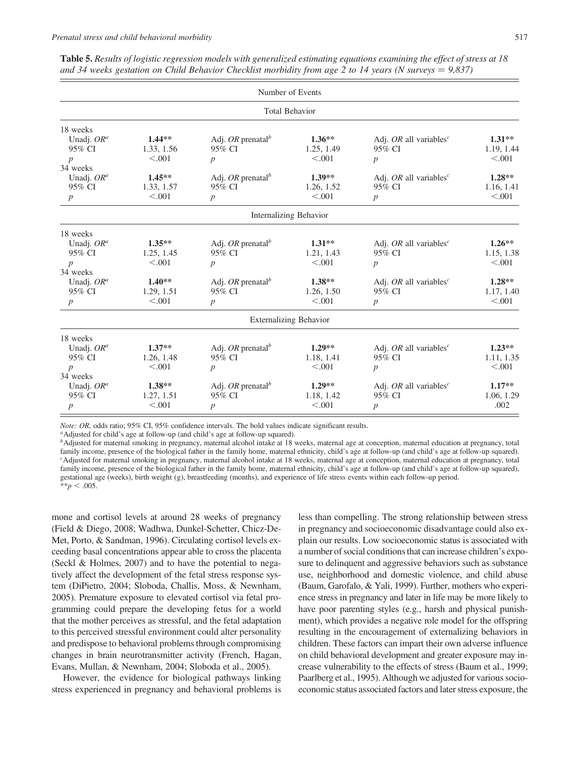**Table 5.** *Results of logistic regression models with generalized estimating equations examining the effect of stress at 18 and 34 weeks gestation on Child Behavior Checklist morbidity from age 2 to 14 years (N surveys = 9,837)*

| | | | | | |
|---|---|---|---|---|---|
| **Number of Events** | | | | | |
| **Total Behavior** | | | | | |
| 18 weeks | | | | | |
| Unadj. *OR*[a] | **1.44**** | Adj. *OR* prenatal[b] | **1.36**** | Adj. *OR* all variables[c] | **1.31**** |
| 95% CI | 1.33, 1.56 | 95% CI | 1.25, 1.49 | 95% CI | 1.19, 1.44 |
| *p* | <.001 | *p* | <.001 | *p* | <.001 |
| 34 weeks | | | | | |
| Unadj. *OR*[a] | **1.45**** | Adj. *OR* prenatal[b] | **1.39**** | Adj. *OR* all variables[c] | **1.28**** |
| 95% CI | 1.33, 1.57 | 95% CI | 1.26, 1.52 | 95% CI | 1.16, 1.41 |
| *p* | <.001 | *p* | <.001 | *p* | <.001 |
| **Internalizing Behavior** | | | | | |
| 18 weeks | | | | | |
| Unadj. *OR*[a] | **1.35**** | Adj. *OR* prenatal[b] | **1.31**** | Adj. *OR* all variables[c] | **1.26**** |
| 95% CI | 1.25, 1.45 | 95% CI | 1.21, 1.43 | 95% CI | 1.15, 1.38 |
| *p* | <.001 | *p* | <.001 | *p* | <.001 |
| 34 weeks | | | | | |
| Unadj. *OR*[a] | **1.40**** | Adj. *OR* prenatal[b] | **1.38**** | Adj. *OR* all variables[c] | **1.28**** |
| 95% CI | 1.29, 1.51 | 95% CI | 1.26, 1.50 | 95% CI | 1.17, 1.40 |
| *p* | <.001 | *p* | <.001 | *p* | <.001 |
| **Externalizing Behavior** | | | | | |
| 18 weeks | | | | | |
| Unadj. *OR*[a] | **1.37**** | Adj. *OR* prenatal[b] | **1.29**** | Adj. *OR* all variables[c] | **1.23**** |
| 95% CI | 1.26, 1.48 | 95% CI | 1.18, 1.41 | 95% CI | 1.11, 1.35 |
| *p* | <.001 | *p* | <.001 | *p* | <.001 |
| 34 weeks | | | | | |
| Unadj. *OR*[a] | **1.38**** | Adj. *OR* prenatal[b] | **1.29**** | Adj. *OR* all variables[c] | **1.17**** |
| 95% CI | 1.27, 1.51 | 95% CI | 1.18, 1.42 | 95% CI | 1.06, 1.29 |
| *p* | <.001 | *p* | <.001 | *p* | .002 |

*Note*: *OR*, odds ratio; 95% CI, 95% confidence intervals. The bold values indicate significant results.
[a]Adjusted for child's age at follow-up (and child's age at follow-up squared).
[b]Adjusted for maternal smoking in pregnancy, maternal alcohol intake at 18 weeks, maternal age at conception, maternal education at pregnancy, total family income, presence of the biological father in the family home, maternal ethnicity, child's age at follow-up (and child's age at follow-up squared).
[c]Adjusted for maternal smoking in pregnancy, maternal alcohol intake at 18 weeks, maternal age at conception, maternal education at pregnancy, total family income, presence of the biological father in the family home, maternal ethnicity, child's age at follow-up (and child's age at follow-up squared), gestational age (weeks), birth weight (g), breastfeeding (months), and experience of life stress events within each follow-up period.
**$p < .005$.

mone and cortisol levels at around 28 weeks of pregnancy (Field & Diego, 2008; Wadhwa, Dunkel-Schetter, Chicz-DeMet, Porto, & Sandman, 1996). Circulating cortisol levels exceeding basal concentrations appear able to cross the placenta (Seckl & Holmes, 2007) and to have the potential to negatively affect the development of the fetal stress response system (DiPietro, 2004; Sloboda, Challis, Moss, & Newnham, 2005). Premature exposure to elevated cortisol via fetal programming could prepare the developing fetus for a world that the mother perceives as stressful, and the fetal adaptation to this perceived stressful environment could alter personality and predispose to behavioral problems through compromising changes in brain neurotransmitter activity (French, Hagan, Evans, Mullan, & Newnham, 2004; Sloboda et al., 2005).

However, the evidence for biological pathways linking stress experienced in pregnancy and behavioral problems is less than compelling. The strong relationship between stress in pregnancy and socioeconomic disadvantage could also explain our results. Low socioeconomic status is associated with a number of social conditions that can increase children's exposure to delinquent and aggressive behaviors such as substance use, neighborhood and domestic violence, and child abuse (Baum, Garofalo, & Yali, 1999). Further, mothers who experience stress in pregnancy and later in life may be more likely to have poor parenting styles (e.g., harsh and physical punishment), which provides a negative role model for the offspring resulting in the encouragement of externalizing behaviors in children. These factors can impart their own adverse influence on child behavioral development and greater exposure may increase vulnerability to the effects of stress (Baum et al., 1999; Paarlberg et al., 1995). Although we adjusted for various socioeconomic status associated factors and later stress exposure, the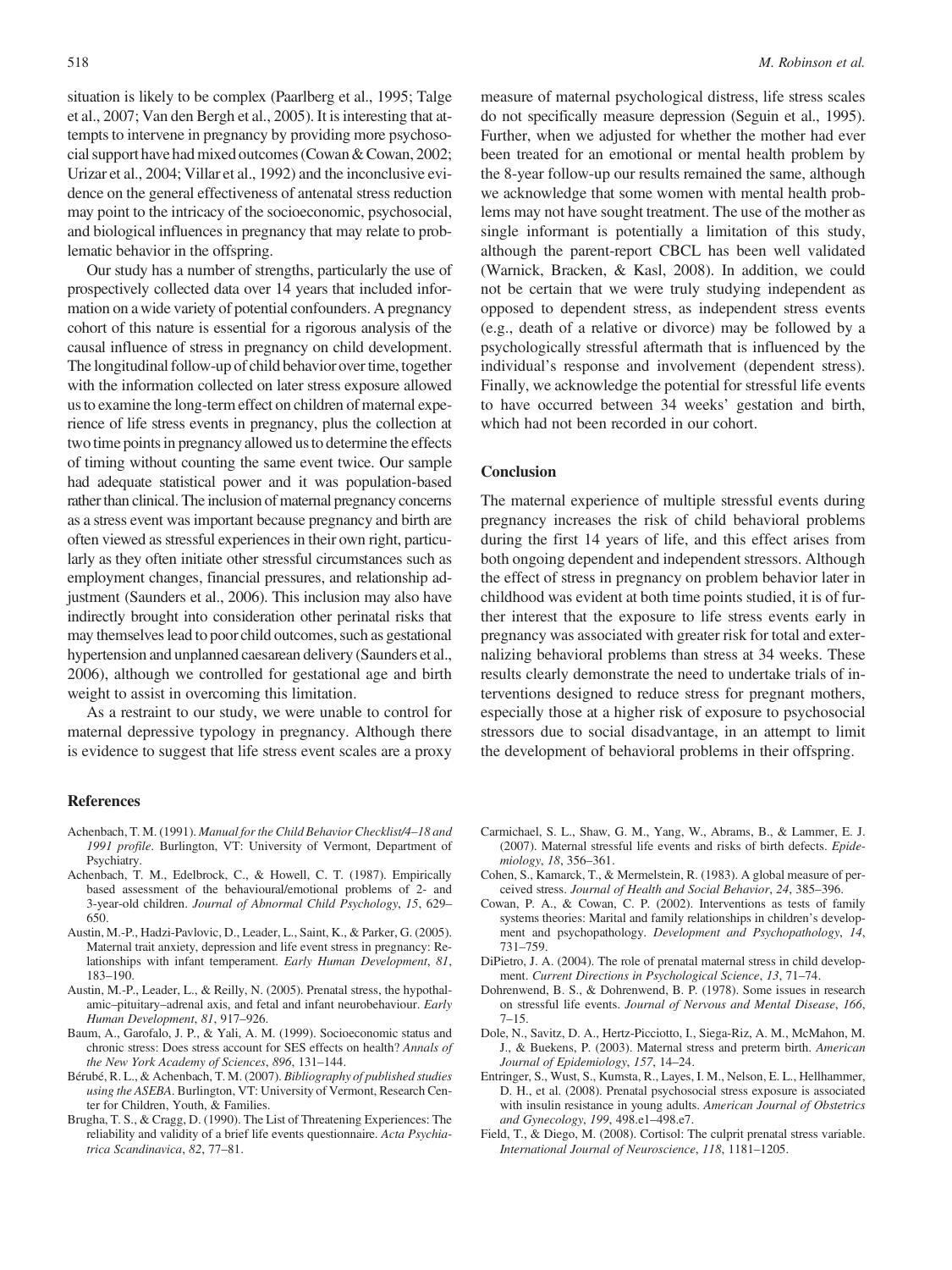situation is likely to be complex (Paarlberg et al., 1995; Talge et al., 2007; Van den Bergh et al., 2005). It is interesting that attempts to intervene in pregnancy by providing more psychosocial support have had mixed outcomes (Cowan & Cowan, 2002; Urizar et al., 2004; Villar et al., 1992) and the inconclusive evidence on the general effectiveness of antenatal stress reduction may point to the intricacy of the socioeconomic, psychosocial, and biological influences in pregnancy that may relate to problematic behavior in the offspring.

Our study has a number of strengths, particularly the use of prospectively collected data over 14 years that included information on a wide variety of potential confounders. A pregnancy cohort of this nature is essential for a rigorous analysis of the causal influence of stress in pregnancy on child development. The longitudinal follow-up of child behavior over time, together with the information collected on later stress exposure allowed us to examine the long-term effect on children of maternal experience of life stress events in pregnancy, plus the collection at two time points in pregnancy allowed us to determine the effects of timing without counting the same event twice. Our sample had adequate statistical power and it was population-based rather than clinical. The inclusion of maternal pregnancy concerns as a stress event was important because pregnancy and birth are often viewed as stressful experiences in their own right, particularly as they often initiate other stressful circumstances such as employment changes, financial pressures, and relationship adjustment (Saunders et al., 2006). This inclusion may also have indirectly brought into consideration other perinatal risks that may themselves lead to poor child outcomes, such as gestational hypertension and unplanned caesarean delivery (Saunders et al., 2006), although we controlled for gestational age and birth weight to assist in overcoming this limitation.

As a restraint to our study, we were unable to control for maternal depressive typology in pregnancy. Although there is evidence to suggest that life stress event scales are a proxy measure of maternal psychological distress, life stress scales do not specifically measure depression (Seguin et al., 1995). Further, when we adjusted for whether the mother had ever been treated for an emotional or mental health problem by the 8-year follow-up our results remained the same, although we acknowledge that some women with mental health problems may not have sought treatment. The use of the mother as single informant is potentially a limitation of this study, although the parent-report CBCL has been well validated (Warnick, Bracken, & Kasl, 2008). In addition, we could not be certain that we were truly studying independent as opposed to dependent stress, as independent stress events (e.g., death of a relative or divorce) may be followed by a psychologically stressful aftermath that is influenced by the individual's response and involvement (dependent stress). Finally, we acknowledge the potential for stressful life events to have occurred between 34 weeks' gestation and birth, which had not been recorded in our cohort.

### Conclusion

The maternal experience of multiple stressful events during pregnancy increases the risk of child behavioral problems during the first 14 years of life, and this effect arises from both ongoing dependent and independent stressors. Although the effect of stress in pregnancy on problem behavior later in childhood was evident at both time points studied, it is of further interest that the exposure to life stress events early in pregnancy was associated with greater risk for total and externalizing behavioral problems than stress at 34 weeks. These results clearly demonstrate the need to undertake trials of interventions designed to reduce stress for pregnant mothers, especially those at a higher risk of exposure to psychosocial stressors due to social disadvantage, in an attempt to limit the development of behavioral problems in their offspring.

## References

Achenbach, T. M. (1991). *Manual for the Child Behavior Checklist/4–18 and 1991 profile*. Burlington, VT: University of Vermont, Department of Psychiatry.

Achenbach, T. M., Edelbrock, C., & Howell, C. T. (1987). Empirically based assessment of the behavioural/emotional problems of 2- and 3-year-old children. *Journal of Abnormal Child Psychology*, *15*, 629–650.

Austin, M.-P., Hadzi-Pavlovic, D., Leader, L., Saint, K., & Parker, G. (2005). Maternal trait anxiety, depression and life event stress in pregnancy: Relationships with infant temperament. *Early Human Development*, *81*, 183–190.

Austin, M.-P., Leader, L., & Reilly, N. (2005). Prenatal stress, the hypothalamic–pituitary–adrenal axis, and fetal and infant neurobehaviour. *Early Human Development*, *81*, 917–926.

Baum, A., Garofalo, J. P., & Yali, A. M. (1999). Socioeconomic status and chronic stress: Does stress account for SES effects on health? *Annals of the New York Academy of Sciences*, *896*, 131–144.

Bérubé, R. L., & Achenbach, T. M. (2007). *Bibliography of published studies using the ASEBA*. Burlington, VT: University of Vermont, Research Center for Children, Youth, & Families.

Brugha, T. S., & Cragg, D. (1990). The List of Threatening Experiences: The reliability and validity of a brief life events questionnaire. *Acta Psychiatrica Scandinavica*, *82*, 77–81.

Carmichael, S. L., Shaw, G. M., Yang, W., Abrams, B., & Lammer, E. J. (2007). Maternal stressful life events and risks of birth defects. *Epidemiology*, *18*, 356–361.

Cohen, S., Kamarck, T., & Mermelstein, R. (1983). A global measure of perceived stress. *Journal of Health and Social Behavior*, *24*, 385–396.

Cowan, P. A., & Cowan, C. P. (2002). Interventions as tests of family systems theories: Marital and family relationships in children's development and psychopathology. *Development and Psychopathology*, *14*, 731–759.

DiPietro, J. A. (2004). The role of prenatal maternal stress in child development. *Current Directions in Psychological Science*, *13*, 71–74.

Dohrenwend, B. S., & Dohrenwend, B. P. (1978). Some issues in research on stressful life events. *Journal of Nervous and Mental Disease*, *166*, 7–15.

Dole, N., Savitz, D. A., Hertz-Picciotto, I., Siega-Riz, A. M., McMahon, M. J., & Buekens, P. (2003). Maternal stress and preterm birth. *American Journal of Epidemiology*, *157*, 14–24.

Entringer, S., Wust, S., Kumsta, R., Layes, I. M., Nelson, E. L., Hellhammer, D. H., et al. (2008). Prenatal psychosocial stress exposure is associated with insulin resistance in young adults. *American Journal of Obstetrics and Gynecology*, *199*, 498.e1–498.e7.

Field, T., & Diego, M. (2008). Cortisol: The culprit prenatal stress variable. *International Journal of Neuroscience*, *118*, 1181–1205.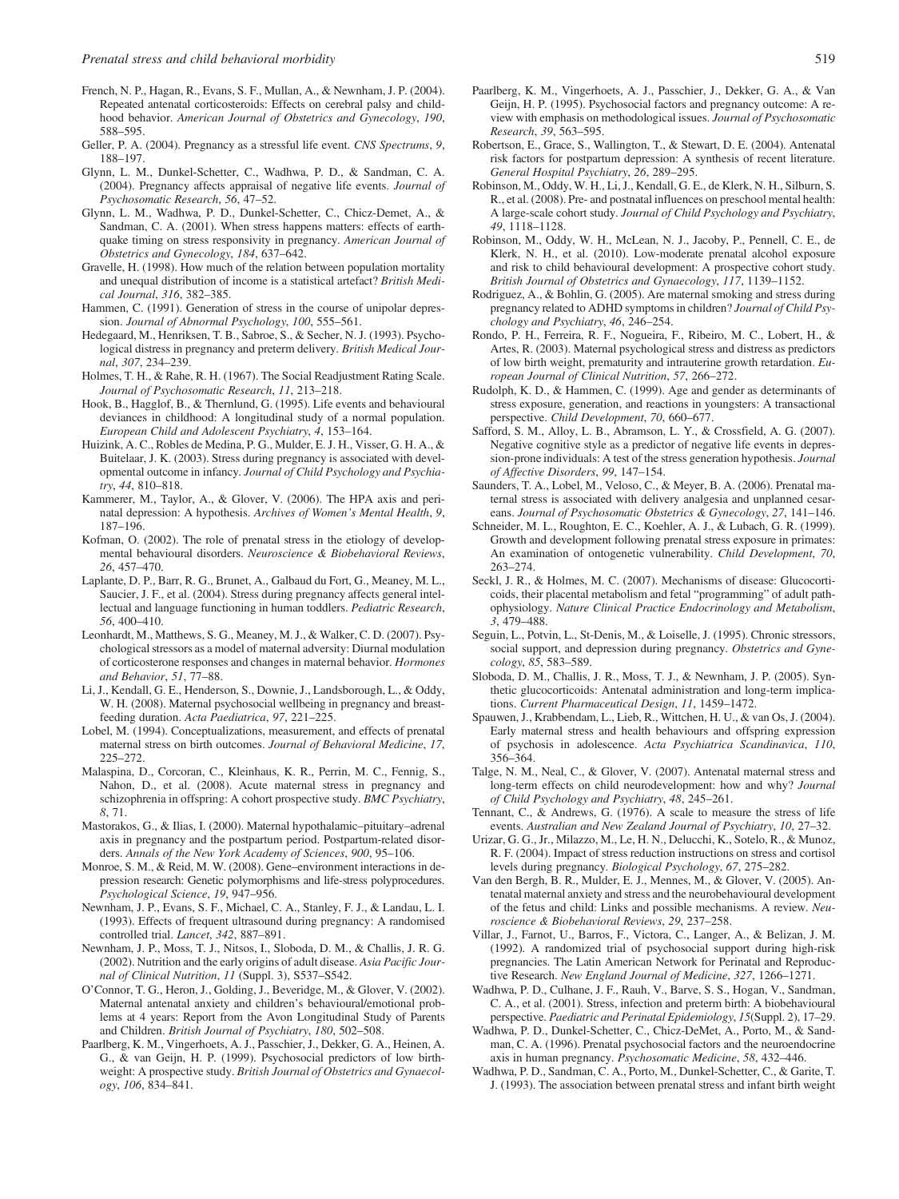French, N. P., Hagan, R., Evans, S. F., Mullan, A., & Newnham, J. P. (2004). Repeated antenatal corticosteroids: Effects on cerebral palsy and childhood behavior. *American Journal of Obstetrics and Gynecology*, *190*, 588–595.

Geller, P. A. (2004). Pregnancy as a stressful life event. *CNS Spectrums*, *9*, 188–197.

Glynn, L. M., Dunkel-Schetter, C., Wadhwa, P. D., & Sandman, C. A. (2004). Pregnancy affects appraisal of negative life events. *Journal of Psychosomatic Research*, *56*, 47–52.

Glynn, L. M., Wadhwa, P. D., Dunkel-Schetter, C., Chicz-Demet, A., & Sandman, C. A. (2001). When stress happens matters: effects of earthquake timing on stress responsivity in pregnancy. *American Journal of Obstetrics and Gynecology*, *184*, 637–642.

Gravelle, H. (1998). How much of the relation between population mortality and unequal distribution of income is a statistical artefact? *British Medical Journal*, *316*, 382–385.

Hammen, C. (1991). Generation of stress in the course of unipolar depression. *Journal of Abnormal Psychology*, *100*, 555–561.

Hedegaard, M., Henriksen, T. B., Sabroe, S., & Secher, N. J. (1993). Psychological distress in pregnancy and preterm delivery. *British Medical Journal*, *307*, 234–239.

Holmes, T. H., & Rahe, R. H. (1967). The Social Readjustment Rating Scale. *Journal of Psychosomatic Research*, *11*, 213–218.

Hook, B., Hagglof, B., & Thernlund, G. (1995). Life events and behavioural deviances in childhood: A longitudinal study of a normal population. *European Child and Adolescent Psychiatry*, *4*, 153–164.

Huizink, A. C., Robles de Medina, P. G., Mulder, E. J. H., Visser, G. H. A., & Buitelaar, J. K. (2003). Stress during pregnancy is associated with developmental outcome in infancy. *Journal of Child Psychology and Psychiatry*, *44*, 810–818.

Kammerer, M., Taylor, A., & Glover, V. (2006). The HPA axis and perinatal depression: A hypothesis. *Archives of Women's Mental Health*, *9*, 187–196.

Kofman, O. (2002). The role of prenatal stress in the etiology of developmental behavioural disorders. *Neuroscience & Biobehavioral Reviews*, *26*, 457–470.

Laplante, D. P., Barr, R. G., Brunet, A., Galbaud du Fort, G., Meaney, M. L., Saucier, J. F., et al. (2004). Stress during pregnancy affects general intellectual and language functioning in human toddlers. *Pediatric Research*, *56*, 400–410.

Leonhardt, M., Matthews, S. G., Meaney, M. J., & Walker, C. D. (2007). Psychological stressors as a model of maternal adversity: Diurnal modulation of corticosterone responses and changes in maternal behavior. *Hormones and Behavior*, *51*, 77–88.

Li, J., Kendall, G. E., Henderson, S., Downie, J., Landsborough, L., & Oddy, W. H. (2008). Maternal psychosocial wellbeing in pregnancy and breastfeeding duration. *Acta Paediatrica*, *97*, 221–225.

Lobel, M. (1994). Conceptualizations, measurement, and effects of prenatal maternal stress on birth outcomes. *Journal of Behavioral Medicine*, *17*, 225–272.

Malaspina, D., Corcoran, C., Kleinhaus, K. R., Perrin, M. C., Fennig, S., Nahon, D., et al. (2008). Acute maternal stress in pregnancy and schizophrenia in offspring: A cohort prospective study. *BMC Psychiatry*, *8*, 71.

Mastorakos, G., & Ilias, I. (2000). Maternal hypothalamic–pituitary–adrenal axis in pregnancy and the postpartum period. Postpartum-related disorders. *Annals of the New York Academy of Sciences*, *900*, 95–106.

Monroe, S. M., & Reid, M. W. (2008). Gene–environment interactions in depression research: Genetic polymorphisms and life-stress polyprocedures. *Psychological Science*, *19*, 947–956.

Newnham, J. P., Evans, S. F., Michael, C. A., Stanley, F. J., & Landau, L. I. (1993). Effects of frequent ultrasound during pregnancy: A randomised controlled trial. *Lancet*, *342*, 887–891.

Newnham, J. P., Moss, T. J., Nitsos, I., Sloboda, D. M., & Challis, J. R. G. (2002). Nutrition and the early origins of adult disease. *Asia Pacific Journal of Clinical Nutrition*, *11* (Suppl. 3), S537–S542.

O'Connor, T. G., Heron, J., Golding, J., Beveridge, M., & Glover, V. (2002). Maternal antenatal anxiety and children's behavioural/emotional problems at 4 years: Report from the Avon Longitudinal Study of Parents and Children. *British Journal of Psychiatry*, *180*, 502–508.

Paarlberg, K. M., Vingerhoets, A. J., Passchier, J., Dekker, G. A., Heinen, A. G., & van Geijn, H. P. (1999). Psychosocial predictors of low birthweight: A prospective study. *British Journal of Obstetrics and Gynaecology*, *106*, 834–841.

Paarlberg, K. M., Vingerhoets, A. J., Passchier, J., Dekker, G. A., & Van Geijn, H. P. (1995). Psychosocial factors and pregnancy outcome: A review with emphasis on methodological issues. *Journal of Psychosomatic Research*, *39*, 563–595.

Robertson, E., Grace, S., Wallington, T., & Stewart, D. E. (2004). Antenatal risk factors for postpartum depression: A synthesis of recent literature. *General Hospital Psychiatry*, *26*, 289–295.

Robinson, M., Oddy, W. H., Li, J., Kendall, G. E., de Klerk, N. H., Silburn, S. R., et al. (2008). Pre- and postnatal influences on preschool mental health: A large-scale cohort study. *Journal of Child Psychology and Psychiatry*, *49*, 1118–1128.

Robinson, M., Oddy, W. H., McLean, N. J., Jacoby, P., Pennell, C. E., de Klerk, N. H., et al. (2010). Low-moderate prenatal alcohol exposure and risk to child behavioural development: A prospective cohort study. *British Journal of Obstetrics and Gynaecology*, *117*, 1139–1152.

Rodriguez, A., & Bohlin, G. (2005). Are maternal smoking and stress during pregnancy related to ADHD symptoms in children? *Journal of Child Psychology and Psychiatry*, *46*, 246–254.

Rondo, P. H., Ferreira, R. F., Nogueira, F., Ribeiro, M. C., Lobert, H., & Artes, R. (2003). Maternal psychological stress and distress as predictors of low birth weight, prematurity and intrauterine growth retardation. *European Journal of Clinical Nutrition*, *57*, 266–272.

Rudolph, K. D., & Hammen, C. (1999). Age and gender as determinants of stress exposure, generation, and reactions in youngsters: A transactional perspective. *Child Development*, *70*, 660–677.

Safford, S. M., Alloy, L. B., Abramson, L. Y., & Crossfield, A. G. (2007). Negative cognitive style as a predictor of negative life events in depression-prone individuals: A test of the stress generation hypothesis. *Journal of Affective Disorders*, *99*, 147–154.

Saunders, T. A., Lobel, M., Veloso, C., & Meyer, B. A. (2006). Prenatal maternal stress is associated with delivery analgesia and unplanned cesareans. *Journal of Psychosomatic Obstetrics & Gynecology*, *27*, 141–146.

Schneider, M. L., Roughton, E. C., Koehler, A. J., & Lubach, G. R. (1999). Growth and development following prenatal stress exposure in primates: An examination of ontogenetic vulnerability. *Child Development*, *70*, 263–274.

Seckl, J. R., & Holmes, M. C. (2007). Mechanisms of disease: Glucocorticoids, their placental metabolism and fetal "programming" of adult pathophysiology. *Nature Clinical Practice Endocrinology and Metabolism*, *3*, 479–488.

Seguin, L., Potvin, L., St-Denis, M., & Loiselle, J. (1995). Chronic stressors, social support, and depression during pregnancy. *Obstetrics and Gynecology*, *85*, 583–589.

Sloboda, D. M., Challis, J. R., Moss, T. J., & Newnham, J. P. (2005). Synthetic glucocorticoids: Antenatal administration and long-term implications. *Current Pharmaceutical Design*, *11*, 1459–1472.

Spauwen, J., Krabbendam, L., Lieb, R., Wittchen, H. U., & van Os, J. (2004). Early maternal stress and health behaviours and offspring expression of psychosis in adolescence. *Acta Psychiatrica Scandinavica*, *110*, 356–364.

Talge, N. M., Neal, C., & Glover, V. (2007). Antenatal maternal stress and long-term effects on child neurodevelopment: how and why? *Journal of Child Psychology and Psychiatry*, *48*, 245–261.

Tennant, C., & Andrews, G. (1976). A scale to measure the stress of life events. *Australian and New Zealand Journal of Psychiatry*, *10*, 27–32.

Urizar, G. G., Jr., Milazzo, M., Le, H. N., Delucchi, K., Sotelo, R., & Munoz, R. F. (2004). Impact of stress reduction instructions on stress and cortisol levels during pregnancy. *Biological Psychology*, *67*, 275–282.

Van den Bergh, B. R., Mulder, E. J., Mennes, M., & Glover, V. (2005). Antenatal maternal anxiety and stress and the neurobehavioural development of the fetus and child: Links and possible mechanisms. A review. *Neuroscience & Biobehavioral Reviews*, *29*, 237–258.

Villar, J., Farnot, U., Barros, F., Victora, C., Langer, A., & Belizan, J. M. (1992). A randomized trial of psychosocial support during high-risk pregnancies. The Latin American Network for Perinatal and Reproductive Research. *New England Journal of Medicine*, *327*, 1266–1271.

Wadhwa, P. D., Culhane, J. F., Rauh, V., Barve, S. S., Hogan, V., Sandman, C. A., et al. (2001). Stress, infection and preterm birth: A biobehavioural perspective. *Paediatric and Perinatal Epidemiology*, *15*(Suppl. 2), 17–29.

Wadhwa, P. D., Dunkel-Schetter, C., Chicz-DeMet, A., Porto, M., & Sandman, C. A. (1996). Prenatal psychosocial factors and the neuroendocrine axis in human pregnancy. *Psychosomatic Medicine*, *58*, 432–446.

Wadhwa, P. D., Sandman, C. A., Porto, M., Dunkel-Schetter, C., & Garite, T. J. (1993). The association between prenatal stress and infant birth weight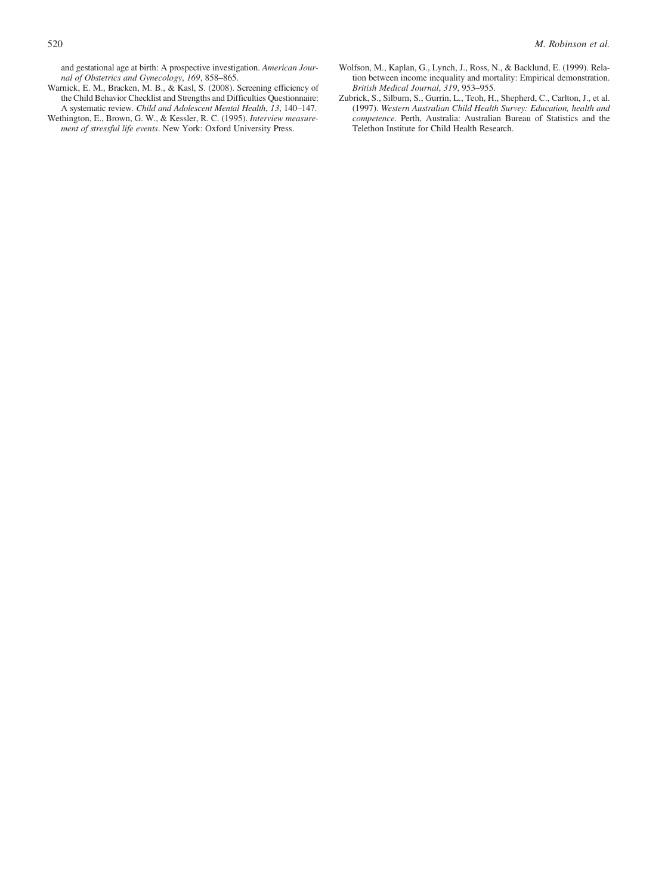and gestational age at birth: A prospective investigation. *American Journal of Obstetrics and Gynecology*, *169*, 858–865.

Warnick, E. M., Bracken, M. B., & Kasl, S. (2008). Screening efficiency of the Child Behavior Checklist and Strengths and Difficulties Questionnaire: A systematic review. *Child and Adolescent Mental Health*, *13*, 140–147.

Wethington, E., Brown, G. W., & Kessler, R. C. (1995). *Interview measurement of stressful life events*. New York: Oxford University Press.

Wolfson, M., Kaplan, G., Lynch, J., Ross, N., & Backlund, E. (1999). Relation between income inequality and mortality: Empirical demonstration. *British Medical Journal*, *319*, 953–955.

Zubrick, S., Silburn, S., Gurrin, L., Teoh, H., Shepherd, C., Carlton, J., et al. (1997). *Western Australian Child Health Survey: Education, health and competence*. Perth, Australia: Australian Bureau of Statistics and the Telethon Institute for Child Health Research.